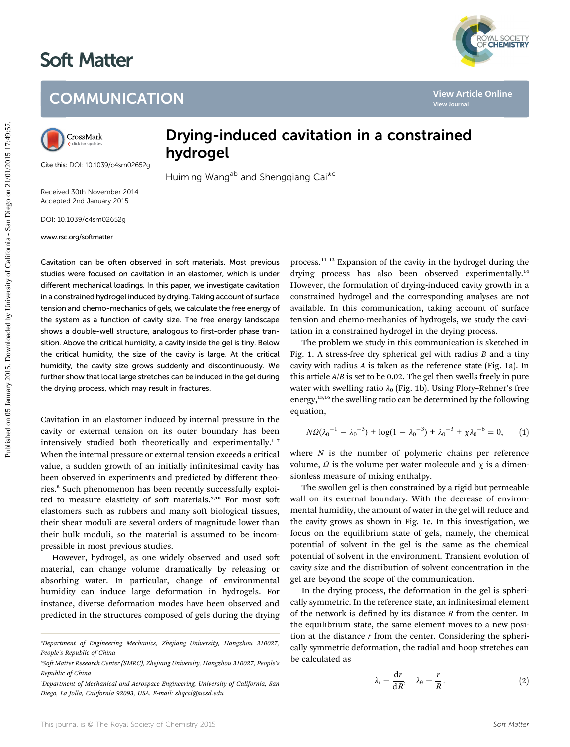# Soft Matter

## COMMUNICATION

# Drying-induced cavitation in a constrained hydrogel

Huiming Wang[ab] and Shengqiang Cai*[c]

Cite this: DOI: 10.1039/c4sm02652g

Received 30th November 2014
Accepted 2nd January 2015

DOI: 10.1039/c4sm02652g

www.rsc.org/softmatter

Cavitation can be often observed in soft materials. Most previous studies were focused on cavitation in an elastomer, which is under different mechanical loadings. In this paper, we investigate cavitation in a constrained hydrogel induced by drying. Taking account of surface tension and chemo-mechanics of gels, we calculate the free energy of the system as a function of cavity size. The free energy landscape shows a double-well structure, analogous to first-order phase transition. Above the critical humidity, a cavity inside the gel is tiny. Below the critical humidity, the size of the cavity is large. At the critical humidity, the cavity size grows suddenly and discontinuously. We further show that local large stretches can be induced in the gel during the drying process, which may result in fractures.

Cavitation in an elastomer induced by internal pressure in the cavity or external tension on its outer boundary has been intensively studied both theoretically and experimentally.[1–7] When the internal pressure or external tension exceeds a critical value, a sudden growth of an initially infinitesimal cavity has been observed in experiments and predicted by different theories.[8] Such phenomenon has been recently successfully exploited to measure elasticity of soft materials.[9,10] For most soft elastomers such as rubbers and many soft biological tissues, their shear moduli are several orders of magnitude lower than their bulk moduli, so the material is assumed to be incompressible in most previous studies.

However, hydrogel, as one widely observed and used soft material, can change volume dramatically by releasing or absorbing water. In particular, change of environmental humidity can induce large deformation in hydrogels. For instance, diverse deformation modes have been observed and predicted in the structures composed of gels during the drying process.[11–13] Expansion of the cavity in the hydrogel during the drying process has also been observed experimentally.[14] However, the formulation of drying-induced cavity growth in a constrained hydrogel and the corresponding analyses are not available. In this communication, taking account of surface tension and chemo-mechanics of hydrogels, we study the cavitation in a constrained hydrogel in the drying process.

The problem we study in this communication is sketched in Fig. 1. A stress-free dry spherical gel with radius $B$ and a tiny cavity with radius $A$ is taken as the reference state (Fig. 1a). In this article $A/B$ is set to be 0.02. The gel then swells freely in pure water with swelling ratio $\lambda_0$ (Fig. 1b). Using Flory–Rehner's free energy,[15,16] the swelling ratio can be determined by the following equation,

$$N\Omega(\lambda_0^{-1} - \lambda_0^{-3}) + \log(1 - \lambda_0^{-3}) + \lambda_0^{-3} + \chi\lambda_0^{-6} = 0, \tag{1}$$

where $N$ is the number of polymeric chains per reference volume, $\Omega$ is the volume per water molecule and $\chi$ is a dimensionless measure of mixing enthalpy.

The swollen gel is then constrained by a rigid but permeable wall on its external boundary. With the decrease of environmental humidity, the amount of water in the gel will reduce and the cavity grows as shown in Fig. 1c. In this investigation, we focus on the equilibrium state of gels, namely, the chemical potential of solvent in the gel is the same as the chemical potential of solvent in the environment. Transient evolution of cavity size and the distribution of solvent concentration in the gel are beyond the scope of the communication.

In the drying process, the deformation in the gel is spherically symmetric. In the reference state, an infinitesimal element of the network is defined by its distance $R$ from the center. In the equilibrium state, the same element moves to a new position at the distance $r$ from the center. Considering the spherically symmetric deformation, the radial and hoop stretches can be calculated as

$$\lambda_r = \frac{dr}{dR}, \quad \lambda_\theta = \frac{r}{R}. \tag{2}$$

[a]Department of Engineering Mechanics, Zhejiang University, Hangzhou 310027, People's Republic of China

[b]Soft Matter Research Center (SMRC), Zhejiang University, Hangzhou 310027, People's Republic of China

[c]Department of Mechanical and Aerospace Engineering, University of California, San Diego, La Jolla, California 92093, USA. E-mail: shqcai@ucsd.edu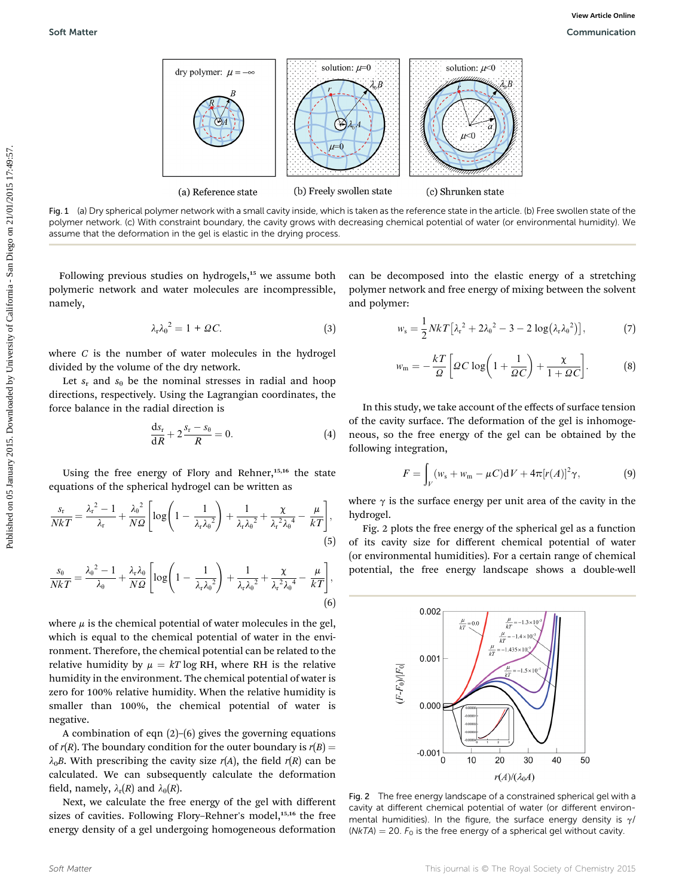Fig. 1 (a) Dry spherical polymer network with a small cavity inside, which is taken as the reference state in the article. (b) Free swollen state of the polymer network. (c) With constraint boundary, the cavity grows with decreasing chemical potential of water (or environmental humidity). We assume that the deformation in the gel is elastic in the drying process.

Following previous studies on hydrogels,[15] we assume both polymeric network and water molecules are incompressible, namely,

$$\lambda_r \lambda_\theta^2 = 1 + \Omega C. \tag{3}$$

where $C$ is the number of water molecules in the hydrogel divided by the volume of the dry network.

Let $s_r$ and $s_\theta$ be the nominal stresses in radial and hoop directions, respectively. Using the Lagrangian coordinates, the force balance in the radial direction is

$$\frac{\mathrm{d}s_r}{\mathrm{d}R} + 2\frac{s_r - s_\theta}{R} = 0. \tag{4}$$

Using the free energy of Flory and Rehner,[15,16] the state equations of the spherical hydrogel can be written as

$$\frac{s_r}{NkT} = \frac{\lambda_r^2 - 1}{\lambda_r} + \frac{\lambda_\theta^2}{N\Omega}\left[\log\left(1 - \frac{1}{\lambda_r\lambda_\theta^2}\right) + \frac{1}{\lambda_r\lambda_\theta^2} + \frac{\chi}{\lambda_r^2\lambda_\theta^4} - \frac{\mu}{kT}\right], \tag{5}$$

$$\frac{s_\theta}{NkT} = \frac{\lambda_\theta^2 - 1}{\lambda_\theta} + \frac{\lambda_r\lambda_\theta}{N\Omega}\left[\log\left(1 - \frac{1}{\lambda_r\lambda_\theta^2}\right) + \frac{1}{\lambda_r\lambda_\theta^2} + \frac{\chi}{\lambda_r^2\lambda_\theta^4} - \frac{\mu}{kT}\right], \tag{6}$$

where $\mu$ is the chemical potential of water molecules in the gel, which is equal to the chemical potential of water in the environment. Therefore, the chemical potential can be related to the relative humidity by $\mu = kT\log\mathrm{RH}$, where RH is the relative humidity in the environment. The chemical potential of water is zero for 100% relative humidity. When the relative humidity is smaller than 100%, the chemical potential of water is negative.

A combination of eqn (2)–(6) gives the governing equations of $r(R)$. The boundary condition for the outer boundary is $r(B) = \lambda_0 B$. With prescribing the cavity size $r(A)$, the field $r(R)$ can be calculated. We can subsequently calculate the deformation field, namely, $\lambda_r(R)$ and $\lambda_\theta(R)$.

Next, we calculate the free energy of the gel with different sizes of cavities. Following Flory–Rehner's model,[15,16] the free energy density of a gel undergoing homogeneous deformation can be decomposed into the elastic energy of a stretching polymer network and free energy of mixing between the solvent and polymer:

$$w_s = \frac{1}{2}NkT\left[\lambda_r^2 + 2\lambda_\theta^2 - 3 - 2\log\left(\lambda_r\lambda_\theta^2\right)\right], \tag{7}$$

$$w_m = -\frac{kT}{\Omega}\left[\Omega C\log\left(1 + \frac{1}{\Omega C}\right) + \frac{\chi}{1 + \Omega C}\right]. \tag{8}$$

In this study, we take account of the effects of surface tension of the cavity surface. The deformation of the gel is inhomogeneous, so the free energy of the gel can be obtained by the following integration,

$$F = \int_V (w_s + w_m - \mu C)\mathrm{d}V + 4\pi[r(A)]^2\gamma, \tag{9}$$

where $\gamma$ is the surface energy per unit area of the cavity in the hydrogel.

Fig. 2 plots the free energy of the spherical gel as a function of its cavity size for different chemical potential of water (or environmental humidities). For a certain range of chemical potential, the free energy landscape shows a double-well

Fig. 2 The free energy landscape of a constrained spherical gel with a cavity at different chemical potential of water (or different environmental humidities). In the figure, the surface energy density is $\gamma/(NkTA) = 20$. $F_0$ is the free energy of a spherical gel without cavity.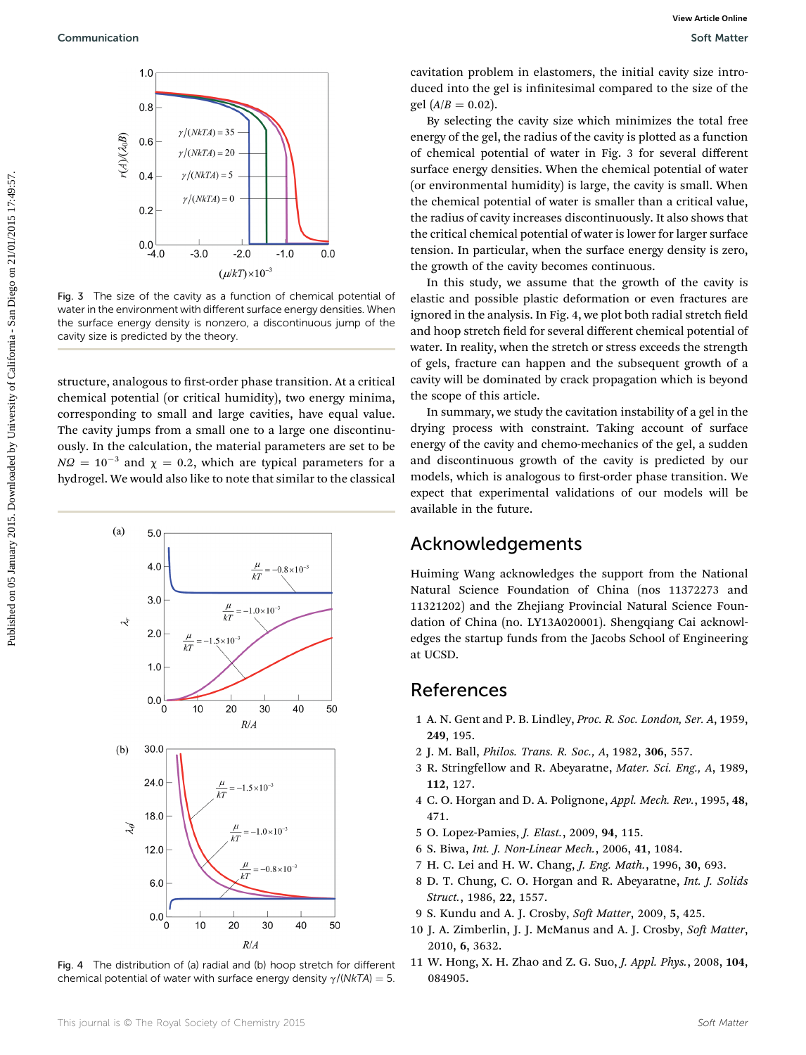Fig. 3 The size of the cavity as a function of chemical potential of water in the environment with different surface energy densities. When the surface energy density is nonzero, a discontinuous jump of the cavity size is predicted by the theory.

structure, analogous to first-order phase transition. At a critical chemical potential (or critical humidity), two energy minima, corresponding to small and large cavities, have equal value. The cavity jumps from a small one to a large one discontinuously. In the calculation, the material parameters are set to be $N\Omega = 10^{-3}$ and $\chi = 0.2$, which are typical parameters for a hydrogel. We would also like to note that similar to the classical cavitation problem in elastomers, the initial cavity size introduced into the gel is infinitesimal compared to the size of the gel ($A/B = 0.02$).

By selecting the cavity size which minimizes the total free energy of the gel, the radius of the cavity is plotted as a function of chemical potential of water in Fig. 3 for several different surface energy densities. When the chemical potential of water (or environmental humidity) is large, the cavity is small. When the chemical potential of water is smaller than a critical value, the radius of cavity increases discontinuously. It also shows that the critical chemical potential of water is lower for larger surface tension. In particular, when the surface energy density is zero, the growth of the cavity becomes continuous.

In this study, we assume that the growth of the cavity is elastic and possible plastic deformation or even fractures are ignored in the analysis. In Fig. 4, we plot both radial stretch field and hoop stretch field for several different chemical potential of water. In reality, when the stretch or stress exceeds the strength of gels, fracture can happen and the subsequent growth of a cavity will be dominated by crack propagation which is beyond the scope of this article.

In summary, we study the cavitation instability of a gel in the drying process with constraint. Taking account of surface energy of the cavity and chemo-mechanics of the gel, a sudden and discontinuous growth of the cavity is predicted by our models, which is analogous to first-order phase transition. We expect that experimental validations of our models will be available in the future.

Fig. 4 The distribution of (a) radial and (b) hoop stretch for different chemical potential of water with surface energy density $\gamma/(NkTA) = 5$.

## Acknowledgements

Huiming Wang acknowledges the support from the National Natural Science Foundation of China (nos 11372273 and 11321202) and the Zhejiang Provincial Natural Science Foundation of China (no. LY13A020001). Shengqiang Cai acknowledges the startup funds from the Jacobs School of Engineering at UCSD.

## References

1 A. N. Gent and P. B. Lindley, *Proc. R. Soc. London, Ser. A*, 1959, **249**, 195.
2 J. M. Ball, *Philos. Trans. R. Soc., A*, 1982, **306**, 557.
3 R. Stringfellow and R. Abeyaratne, *Mater. Sci. Eng., A*, 1989, **112**, 127.
4 C. O. Horgan and D. A. Polignone, *Appl. Mech. Rev.*, 1995, **48**, 471.
5 O. Lopez-Pamies, *J. Elast.*, 2009, **94**, 115.
6 S. Biwa, *Int. J. Non-Linear Mech.*, 2006, **41**, 1084.
7 H. C. Lei and H. W. Chang, *J. Eng. Math.*, 1996, **30**, 693.
8 D. T. Chung, C. O. Horgan and R. Abeyaratne, *Int. J. Solids Struct.*, 1986, **22**, 1557.
9 S. Kundu and A. J. Crosby, *Soft Matter*, 2009, **5**, 425.
10 J. A. Zimberlin, J. J. McManus and A. J. Crosby, *Soft Matter*, 2010, **6**, 3632.
11 W. Hong, X. H. Zhao and Z. G. Suo, *J. Appl. Phys.*, 2008, **104**, 084905.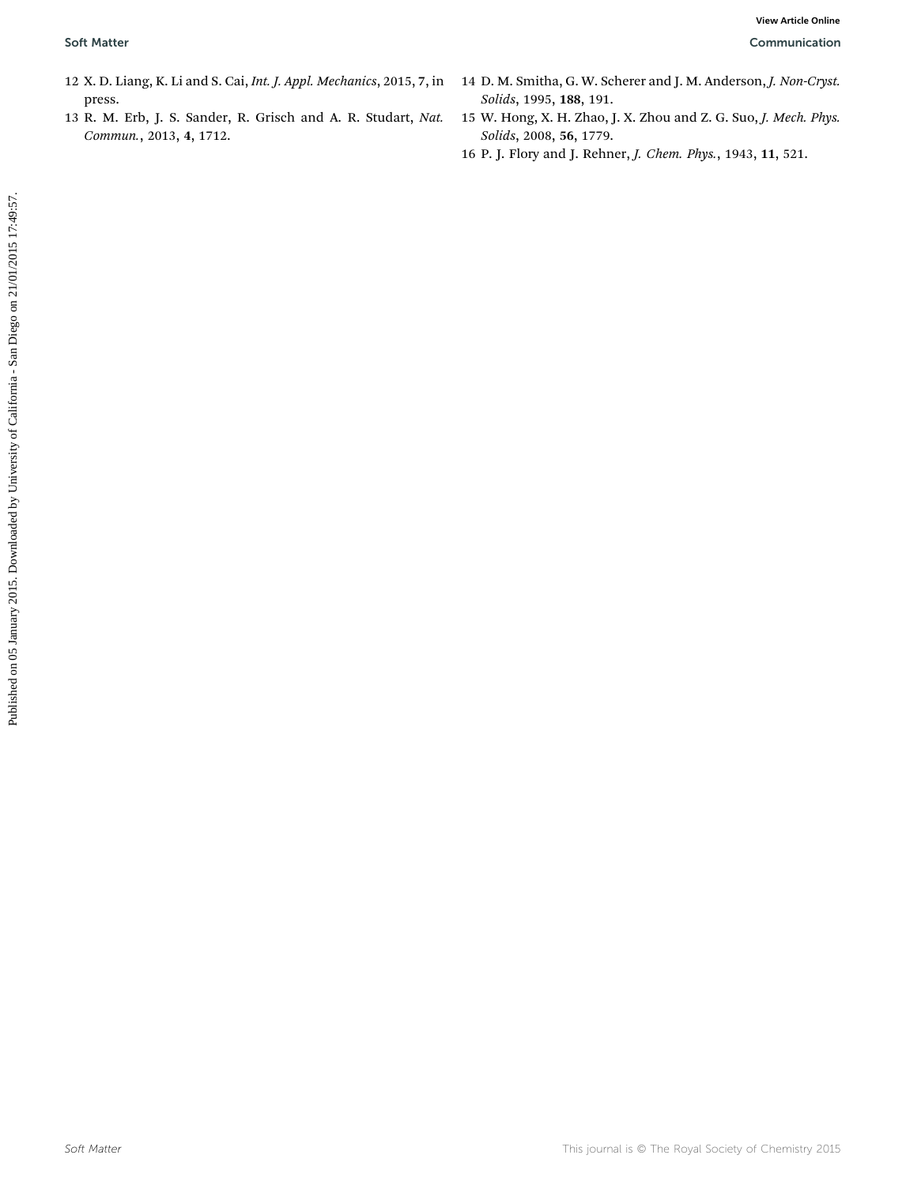12 X. D. Liang, K. Li and S. Cai, *Int. J. Appl. Mechanics*, 2015, **7**, in press.

13 R. M. Erb, J. S. Sander, R. Grisch and A. R. Studart, *Nat. Commun.*, 2013, **4**, 1712.

14 D. M. Smitha, G. W. Scherer and J. M. Anderson, *J. Non-Cryst. Solids*, 1995, **188**, 191.

15 W. Hong, X. H. Zhao, J. X. Zhou and Z. G. Suo, *J. Mech. Phys. Solids*, 2008, **56**, 1779.

16 P. J. Flory and J. Rehner, *J. Chem. Phys.*, 1943, **11**, 521.